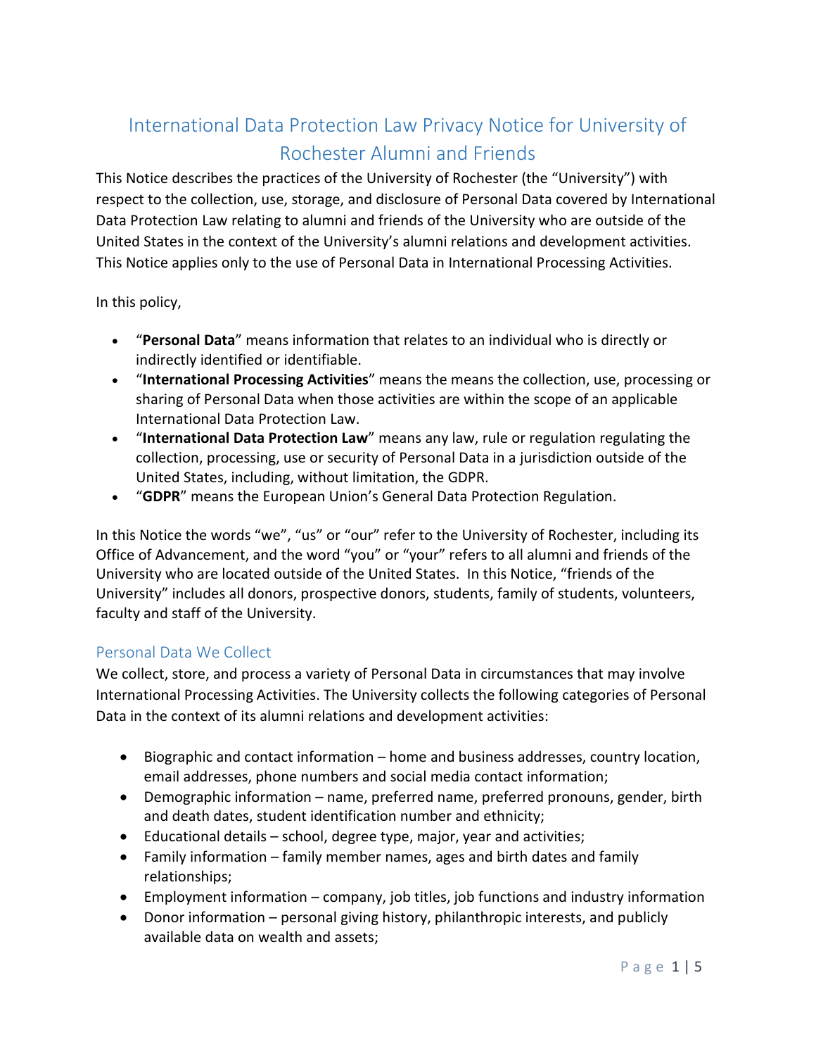# International Data Protection Law Privacy Notice for University of Rochester Alumni and Friends

This Notice describes the practices of the University of Rochester (the "University") with respect to the collection, use, storage, and disclosure of Personal Data covered by International Data Protection Law relating to alumni and friends of the University who are outside of the United States in the context of the University's alumni relations and development activities. This Notice applies only to the use of Personal Data in International Processing Activities.

In this policy,

- "**Personal Data**" means information that relates to an individual who is directly or indirectly identified or identifiable.
- "**International Processing Activities**" means the means the collection, use, processing or sharing of Personal Data when those activities are within the scope of an applicable International Data Protection Law.
- "**International Data Protection Law**" means any law, rule or regulation regulating the collection, processing, use or security of Personal Data in a jurisdiction outside of the United States, including, without limitation, the GDPR.
- "**GDPR**" means the European Union's General Data Protection Regulation.

In this Notice the words "we", "us" or "our" refer to the University of Rochester, including its Office of Advancement, and the word "you" or "your" refers to all alumni and friends of the University who are located outside of the United States. In this Notice, "friends of the University" includes all donors, prospective donors, students, family of students, volunteers, faculty and staff of the University.

## Personal Data We Collect

We collect, store, and process a variety of Personal Data in circumstances that may involve International Processing Activities. The University collects the following categories of Personal Data in the context of its alumni relations and development activities:

- Biographic and contact information – home and business addresses, country location, email addresses, phone numbers and social media contact information;
- Demographic information – name, preferred name, preferred pronouns, gender, birth and death dates, student identification number and ethnicity;
- Educational details – school, degree type, major, year and activities;
- Family information – family member names, ages and birth dates and family relationships;
- Employment information – company, job titles, job functions and industry information
- Donor information – personal giving history, philanthropic interests, and publicly available data on wealth and assets;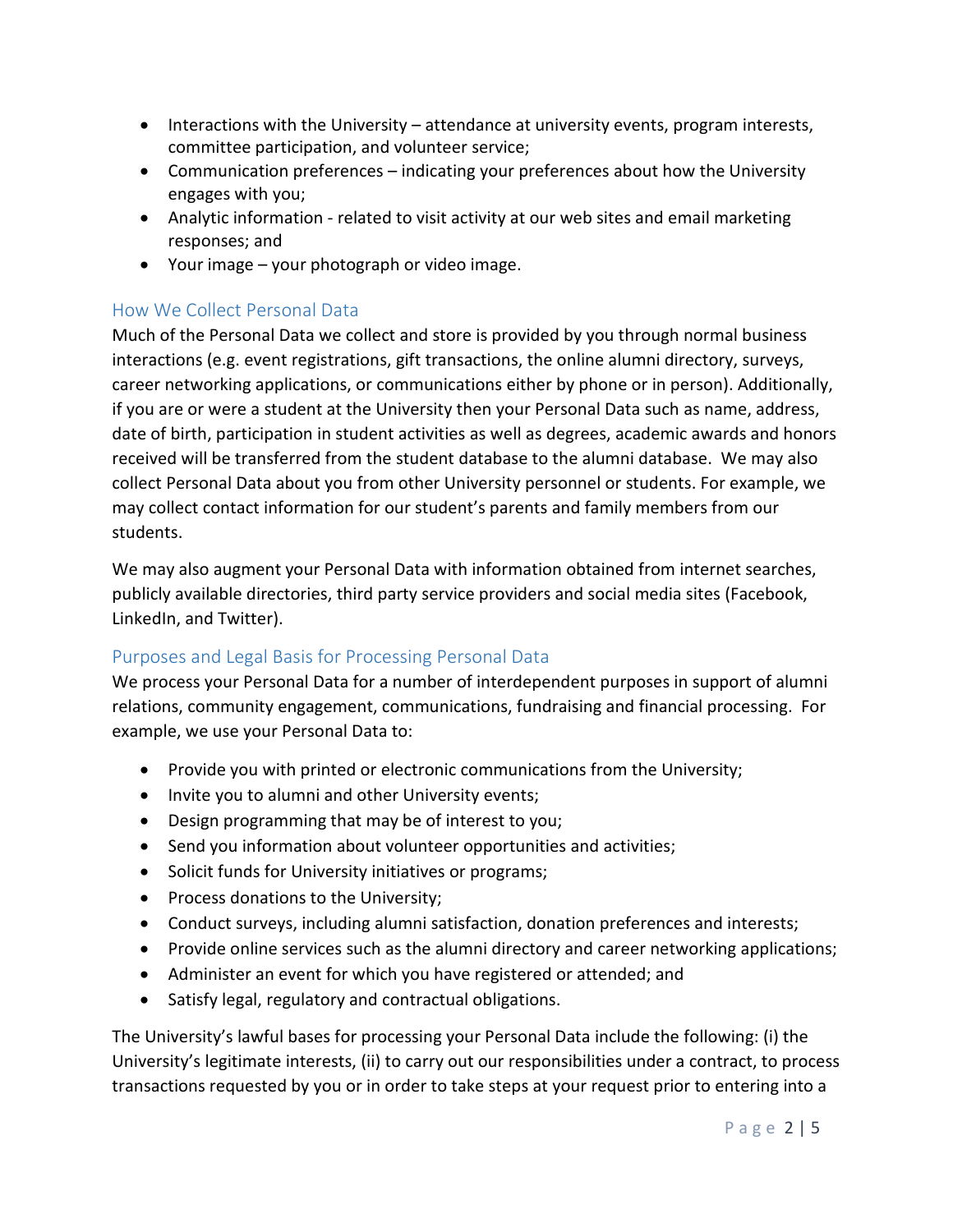- Interactions with the University – attendance at university events, program interests, committee participation, and volunteer service;
- Communication preferences – indicating your preferences about how the University engages with you;
- Analytic information - related to visit activity at our web sites and email marketing responses; and
- Your image – your photograph or video image.

## How We Collect Personal Data

Much of the Personal Data we collect and store is provided by you through normal business interactions (e.g. event registrations, gift transactions, the online alumni directory, surveys, career networking applications, or communications either by phone or in person). Additionally, if you are or were a student at the University then your Personal Data such as name, address, date of birth, participation in student activities as well as degrees, academic awards and honors received will be transferred from the student database to the alumni database. We may also collect Personal Data about you from other University personnel or students. For example, we may collect contact information for our student's parents and family members from our students.

We may also augment your Personal Data with information obtained from internet searches, publicly available directories, third party service providers and social media sites (Facebook, LinkedIn, and Twitter).

## Purposes and Legal Basis for Processing Personal Data

We process your Personal Data for a number of interdependent purposes in support of alumni relations, community engagement, communications, fundraising and financial processing. For example, we use your Personal Data to:

- Provide you with printed or electronic communications from the University;
- Invite you to alumni and other University events;
- Design programming that may be of interest to you;
- Send you information about volunteer opportunities and activities;
- Solicit funds for University initiatives or programs;
- Process donations to the University;
- Conduct surveys, including alumni satisfaction, donation preferences and interests;
- Provide online services such as the alumni directory and career networking applications;
- Administer an event for which you have registered or attended; and
- Satisfy legal, regulatory and contractual obligations.

The University's lawful bases for processing your Personal Data include the following: (i) the University's legitimate interests, (ii) to carry out our responsibilities under a contract, to process transactions requested by you or in order to take steps at your request prior to entering into a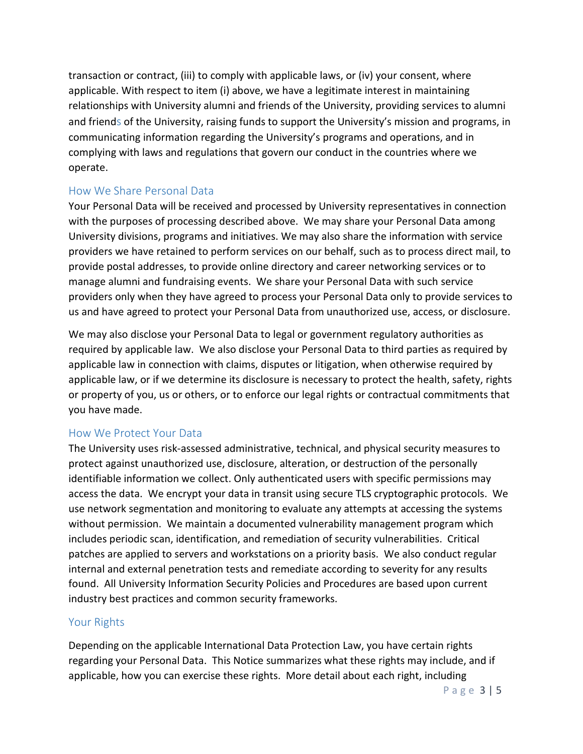transaction or contract, (iii) to comply with applicable laws, or (iv) your consent, where applicable. With respect to item (i) above, we have a legitimate interest in maintaining relationships with University alumni and friends of the University, providing services to alumni and friends of the University, raising funds to support the University's mission and programs, in communicating information regarding the University's programs and operations, and in complying with laws and regulations that govern our conduct in the countries where we operate.

## How We Share Personal Data

Your Personal Data will be received and processed by University representatives in connection with the purposes of processing described above. We may share your Personal Data among University divisions, programs and initiatives. We may also share the information with service providers we have retained to perform services on our behalf, such as to process direct mail, to provide postal addresses, to provide online directory and career networking services or to manage alumni and fundraising events. We share your Personal Data with such service providers only when they have agreed to process your Personal Data only to provide services to us and have agreed to protect your Personal Data from unauthorized use, access, or disclosure.

We may also disclose your Personal Data to legal or government regulatory authorities as required by applicable law. We also disclose your Personal Data to third parties as required by applicable law in connection with claims, disputes or litigation, when otherwise required by applicable law, or if we determine its disclosure is necessary to protect the health, safety, rights or property of you, us or others, or to enforce our legal rights or contractual commitments that you have made.

## How We Protect Your Data

The University uses risk-assessed administrative, technical, and physical security measures to protect against unauthorized use, disclosure, alteration, or destruction of the personally identifiable information we collect. Only authenticated users with specific permissions may access the data. We encrypt your data in transit using secure TLS cryptographic protocols. We use network segmentation and monitoring to evaluate any attempts at accessing the systems without permission. We maintain a documented vulnerability management program which includes periodic scan, identification, and remediation of security vulnerabilities. Critical patches are applied to servers and workstations on a priority basis. We also conduct regular internal and external penetration tests and remediate according to severity for any results found. All University Information Security Policies and Procedures are based upon current industry best practices and common security frameworks.

## Your Rights

Depending on the applicable International Data Protection Law, you have certain rights regarding your Personal Data. This Notice summarizes what these rights may include, and if applicable, how you can exercise these rights. More detail about each right, including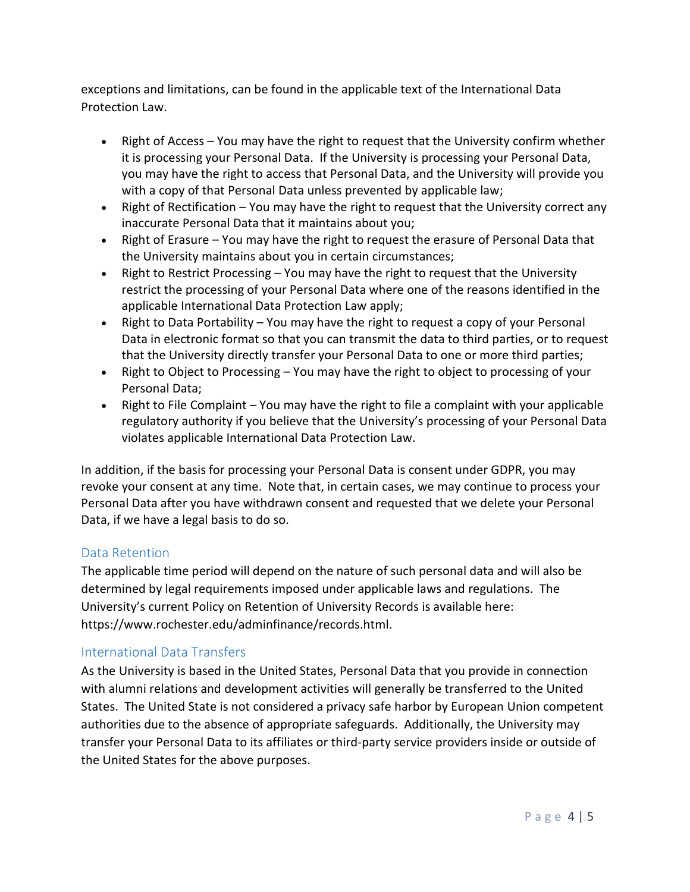exceptions and limitations, can be found in the applicable text of the International Data Protection Law.

- Right of Access – You may have the right to request that the University confirm whether it is processing your Personal Data. If the University is processing your Personal Data, you may have the right to access that Personal Data, and the University will provide you with a copy of that Personal Data unless prevented by applicable law;
- Right of Rectification – You may have the right to request that the University correct any inaccurate Personal Data that it maintains about you;
- Right of Erasure – You may have the right to request the erasure of Personal Data that the University maintains about you in certain circumstances;
- Right to Restrict Processing – You may have the right to request that the University restrict the processing of your Personal Data where one of the reasons identified in the applicable International Data Protection Law apply;
- Right to Data Portability – You may have the right to request a copy of your Personal Data in electronic format so that you can transmit the data to third parties, or to request that the University directly transfer your Personal Data to one or more third parties;
- Right to Object to Processing – You may have the right to object to processing of your Personal Data;
- Right to File Complaint – You may have the right to file a complaint with your applicable regulatory authority if you believe that the University's processing of your Personal Data violates applicable International Data Protection Law.

In addition, if the basis for processing your Personal Data is consent under GDPR, you may revoke your consent at any time. Note that, in certain cases, we may continue to process your Personal Data after you have withdrawn consent and requested that we delete your Personal Data, if we have a legal basis to do so.

## Data Retention

The applicable time period will depend on the nature of such personal data and will also be determined by legal requirements imposed under applicable laws and regulations. The University's current Policy on Retention of University Records is available here: https://www.rochester.edu/adminfinance/records.html.

## International Data Transfers

As the University is based in the United States, Personal Data that you provide in connection with alumni relations and development activities will generally be transferred to the United States. The United State is not considered a privacy safe harbor by European Union competent authorities due to the absence of appropriate safeguards. Additionally, the University may transfer your Personal Data to its affiliates or third-party service providers inside or outside of the United States for the above purposes.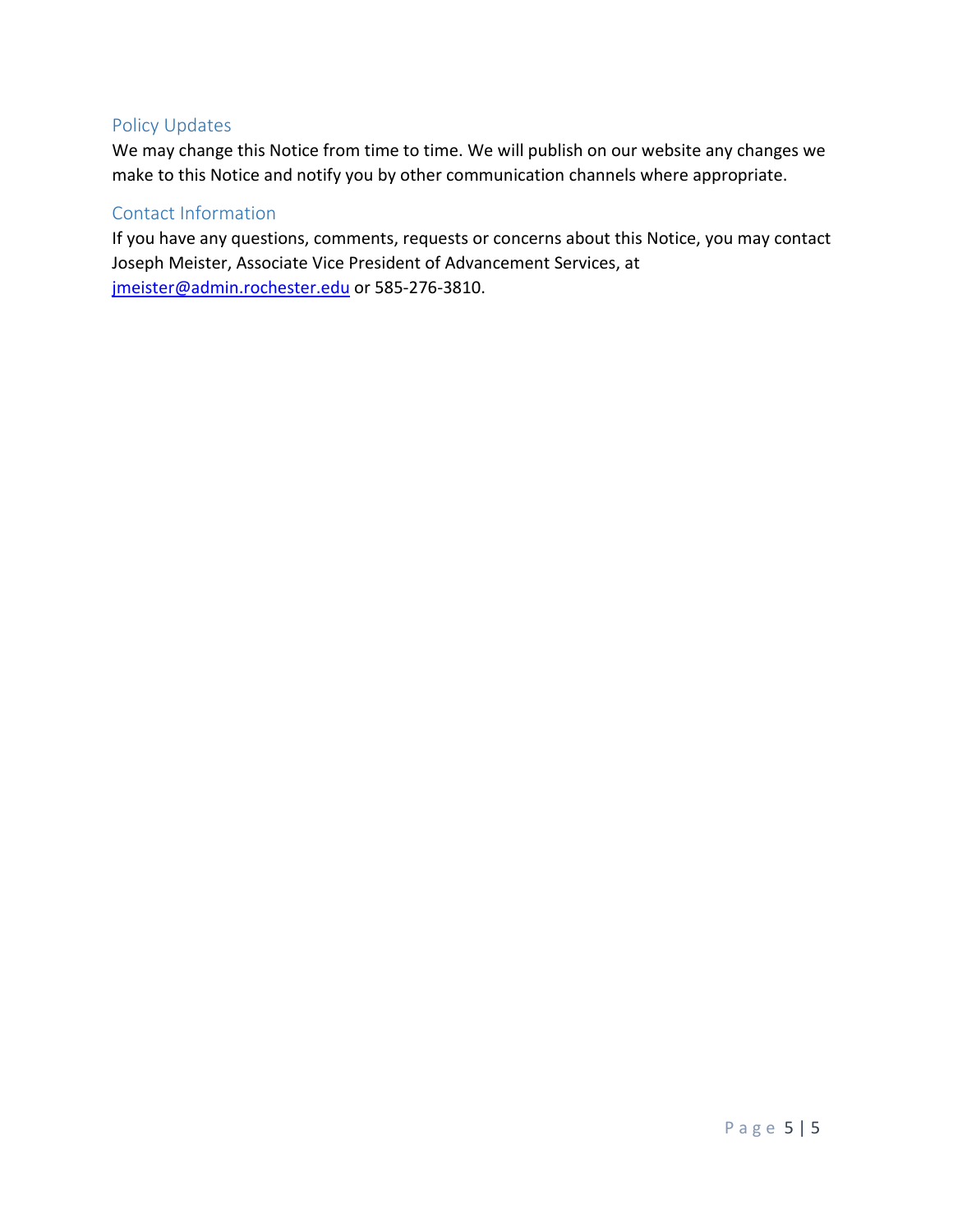## Policy Updates

We may change this Notice from time to time. We will publish on our website any changes we make to this Notice and notify you by other communication channels where appropriate.

## Contact Information

If you have any questions, comments, requests or concerns about this Notice, you may contact Joseph Meister, Associate Vice President of Advancement Services, at jmeister@admin.rochester.edu or 585-276-3810.